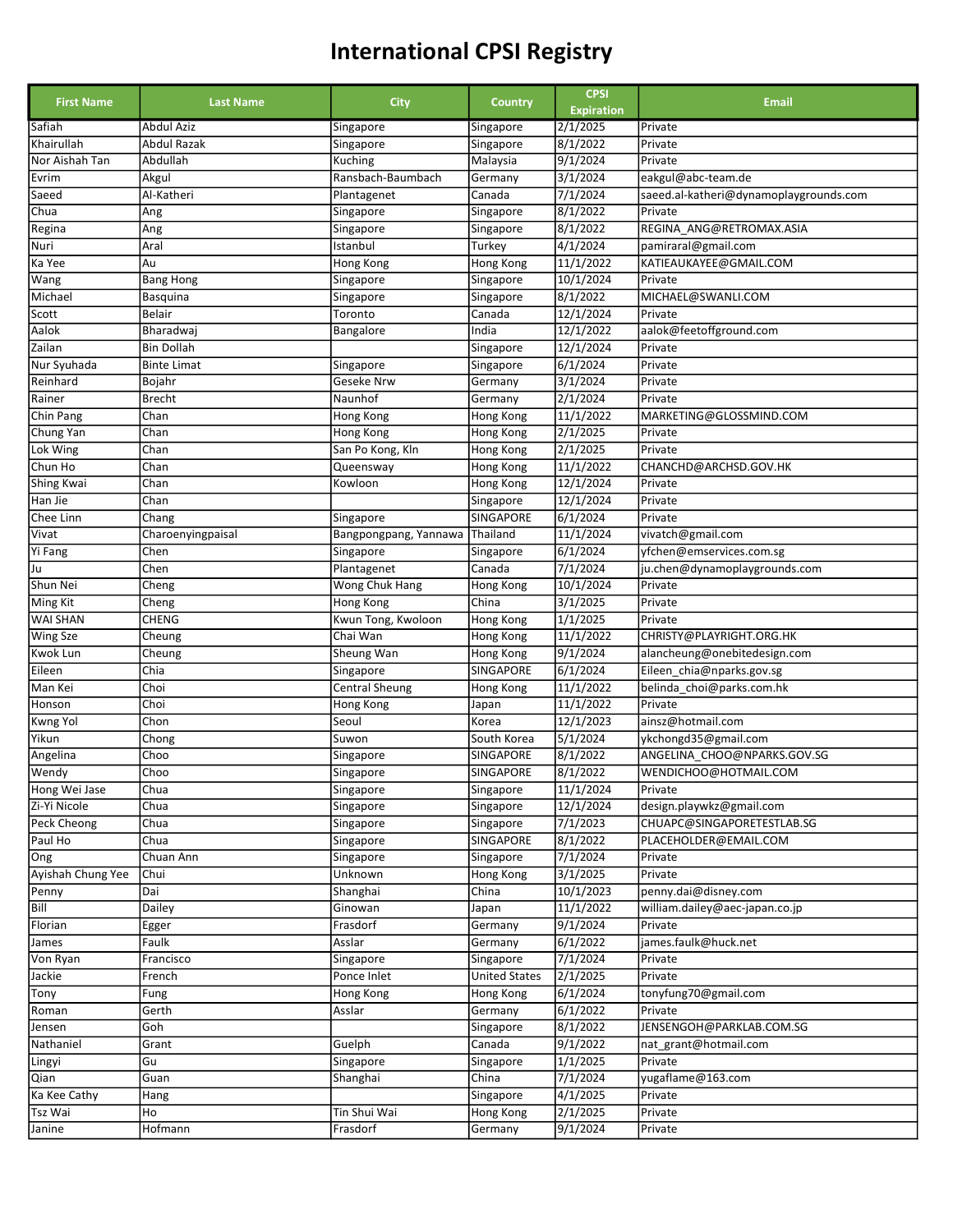# International CPSI Registry

| First Name | Last Name | City | Country | CPSI Expiration | Email |
|---|---|---|---|---|---|
| Safiah | Abdul Aziz | Singapore | Singapore | 2/1/2025 | Private |
| Khairullah | Abdul Razak | Singapore | Singapore | 8/1/2022 | Private |
| Nor Aishah Tan | Abdullah | Kuching | Malaysia | 9/1/2024 | Private |
| Evrim | Akgul | Ransbach-Baumbach | Germany | 3/1/2024 | eakgul@abc-team.de |
| Saeed | Al-Katheri | Plantagenet | Canada | 7/1/2024 | saeed.al-katheri@dynamoplaygrounds.com |
| Chua | Ang | Singapore | Singapore | 8/1/2022 | Private |
| Regina | Ang | Singapore | Singapore | 8/1/2022 | REGINA_ANG@RETROMAX.ASIA |
| Nuri | Aral | Istanbul | Turkey | 4/1/2024 | pamiraral@gmail.com |
| Ka Yee | Au | Hong Kong | Hong Kong | 11/1/2022 | KATIEAUKAYEE@GMAIL.COM |
| Wang | Bang Hong | Singapore | Singapore | 10/1/2024 | Private |
| Michael | Basquina | Singapore | Singapore | 8/1/2022 | MICHAEL@SWANLI.COM |
| Scott | Belair | Toronto | Canada | 12/1/2024 | Private |
| Aalok | Bharadwaj | Bangalore | India | 12/1/2022 | aalok@feetoffground.com |
| Zailan | Bin Dollah | | Singapore | 12/1/2024 | Private |
| Nur Syuhada | Binte Limat | Singapore | Singapore | 6/1/2024 | Private |
| Reinhard | Bojahr | Geseke Nrw | Germany | 3/1/2024 | Private |
| Rainer | Brecht | Naunhof | Germany | 2/1/2024 | Private |
| Chin Pang | Chan | Hong Kong | Hong Kong | 11/1/2022 | MARKETING@GLOSSMIND.COM |
| Chung Yan | Chan | Hong Kong | Hong Kong | 2/1/2025 | Private |
| Lok Wing | Chan | San Po Kong, Kln | Hong Kong | 2/1/2025 | Private |
| Chun Ho | Chan | Queensway | Hong Kong | 11/1/2022 | CHANCHD@ARCHSD.GOV.HK |
| Shing Kwai | Chan | Kowloon | Hong Kong | 12/1/2024 | Private |
| Han Jie | Chan | | Singapore | 12/1/2024 | Private |
| Chee Linn | Chang | Singapore | SINGAPORE | 6/1/2024 | Private |
| Vivat | Charoenyingpaisal | Bangpongpang, Yannawa | Thailand | 11/1/2024 | vivatch@gmail.com |
| Yi Fang | Chen | Singapore | Singapore | 6/1/2024 | yfchen@emservices.com.sg |
| Ju | Chen | Plantagenet | Canada | 7/1/2024 | ju.chen@dynamoplaygrounds.com |
| Shun Nei | Cheng | Wong Chuk Hang | Hong Kong | 10/1/2024 | Private |
| Ming Kit | Cheng | Hong Kong | China | 3/1/2025 | Private |
| WAI SHAN | CHENG | Kwun Tong, Kwoloon | Hong Kong | 1/1/2025 | Private |
| Wing Sze | Cheung | Chai Wan | Hong Kong | 11/1/2022 | CHRISTY@PLAYRIGHT.ORG.HK |
| Kwok Lun | Cheung | Sheung Wan | Hong Kong | 9/1/2024 | alancheung@onebitedesign.com |
| Eileen | Chia | Singapore | SINGAPORE | 6/1/2024 | Eileen_chia@nparks.gov.sg |
| Man Kei | Choi | Central Sheung | Hong Kong | 11/1/2022 | belinda_choi@parks.com.hk |
| Honson | Choi | Hong Kong | Japan | 11/1/2022 | Private |
| Kwng Yol | Chon | Seoul | Korea | 12/1/2023 | ainsz@hotmail.com |
| Yikun | Chong | Suwon | South Korea | 5/1/2024 | ykchongd35@gmail.com |
| Angelina | Choo | Singapore | SINGAPORE | 8/1/2022 | ANGELINA_CHOO@NPARKS.GOV.SG |
| Wendy | Choo | Singapore | SINGAPORE | 8/1/2022 | WENDICHOO@HOTMAIL.COM |
| Hong Wei Jase | Chua | Singapore | Singapore | 11/1/2024 | Private |
| Zi-Yi Nicole | Chua | Singapore | Singapore | 12/1/2024 | design.playwkz@gmail.com |
| Peck Cheong | Chua | Singapore | Singapore | 7/1/2023 | CHUAPC@SINGAPORETESTLAB.SG |
| Paul Ho | Chua | Singapore | SINGAPORE | 8/1/2022 | PLACEHOLDER@EMAIL.COM |
| Ong | Chuan Ann | Singapore | Singapore | 7/1/2024 | Private |
| Ayishah Chung Yee | Chui | Unknown | Hong Kong | 3/1/2025 | Private |
| Penny | Dai | Shanghai | China | 10/1/2023 | penny.dai@disney.com |
| Bill | Dailey | Ginowan | Japan | 11/1/2022 | william.dailey@aec-japan.co.jp |
| Florian | Egger | Frasdorf | Germany | 9/1/2024 | Private |
| James | Faulk | Asslar | Germany | 6/1/2022 | james.faulk@huck.net |
| Von Ryan | Francisco | Singapore | Singapore | 7/1/2024 | Private |
| Jackie | French | Ponce Inlet | United States | 2/1/2025 | Private |
| Tony | Fung | Hong Kong | Hong Kong | 6/1/2024 | tonyfung70@gmail.com |
| Roman | Gerth | Asslar | Germany | 6/1/2022 | Private |
| Jensen | Goh | | Singapore | 8/1/2022 | JENSENGOH@PARKLAB.COM.SG |
| Nathaniel | Grant | Guelph | Canada | 9/1/2022 | nat_grant@hotmail.com |
| Lingyi | Gu | Singapore | Singapore | 1/1/2025 | Private |
| Qian | Guan | Shanghai | China | 7/1/2024 | yugaflame@163.com |
| Ka Kee Cathy | Hang | | Singapore | 4/1/2025 | Private |
| Tsz Wai | Ho | Tin Shui Wai | Hong Kong | 2/1/2025 | Private |
| Janine | Hofmann | Frasdorf | Germany | 9/1/2024 | Private |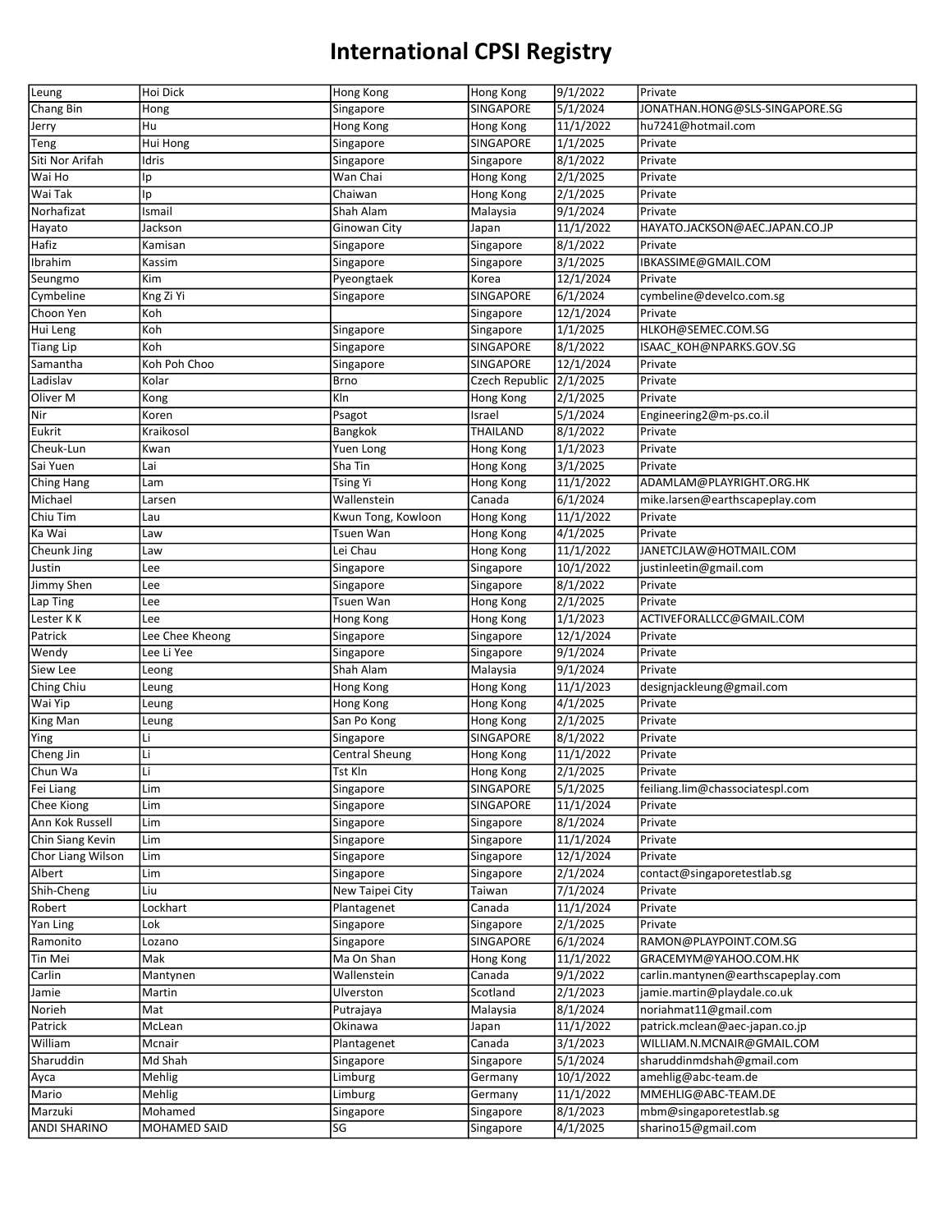# International CPSI Registry

| | | | | | |
|---|---|---|---|---|---|
| Leung | Hoi Dick | Hong Kong | Hong Kong | 9/1/2022 | Private |
| Chang Bin | Hong | Singapore | SINGAPORE | 5/1/2024 | JONATHAN.HONG@SLS-SINGAPORE.SG |
| Jerry | Hu | Hong Kong | Hong Kong | 11/1/2022 | hu7241@hotmail.com |
| Teng | Hui Hong | Singapore | SINGAPORE | 1/1/2025 | Private |
| Siti Nor Arifah | Idris | Singapore | Singapore | 8/1/2022 | Private |
| Wai Ho | Ip | Wan Chai | Hong Kong | 2/1/2025 | Private |
| Wai Tak | Ip | Chaiwan | Hong Kong | 2/1/2025 | Private |
| Norhafizat | Ismail | Shah Alam | Malaysia | 9/1/2024 | Private |
| Hayato | Jackson | Ginowan City | Japan | 11/1/2022 | HAYATO.JACKSON@AEC.JAPAN.CO.JP |
| Hafiz | Kamisan | Singapore | Singapore | 8/1/2022 | Private |
| Ibrahim | Kassim | Singapore | Singapore | 3/1/2025 | IBKASSIME@GMAIL.COM |
| Seungmo | Kim | Pyeongtaek | Korea | 12/1/2024 | Private |
| Cymbeline | Kng Zi Yi | Singapore | SINGAPORE | 6/1/2024 | cymbeline@develco.com.sg |
| Choon Yen | Koh | | Singapore | 12/1/2024 | Private |
| Hui Leng | Koh | Singapore | Singapore | 1/1/2025 | HLKOH@SEMEC.COM.SG |
| Tiang Lip | Koh | Singapore | SINGAPORE | 8/1/2022 | ISAAC_KOH@NPARKS.GOV.SG |
| Samantha | Koh Poh Choo | Singapore | SINGAPORE | 12/1/2024 | Private |
| Ladislav | Kolar | Brno | Czech Republic | 2/1/2025 | Private |
| Oliver M | Kong | Kln | Hong Kong | 2/1/2025 | Private |
| Nir | Koren | Psagot | Israel | 5/1/2024 | Engineering2@m-ps.co.il |
| Eukrit | Kraikosol | Bangkok | THAILAND | 8/1/2022 | Private |
| Cheuk-Lun | Kwan | Yuen Long | Hong Kong | 1/1/2023 | Private |
| Sai Yuen | Lai | Sha Tin | Hong Kong | 3/1/2025 | Private |
| Ching Hang | Lam | Tsing Yi | Hong Kong | 11/1/2022 | ADAMLAM@PLAYRIGHT.ORG.HK |
| Michael | Larsen | Wallenstein | Canada | 6/1/2024 | mike.larsen@earthscapeplay.com |
| Chiu Tim | Lau | Kwun Tong, Kowloon | Hong Kong | 11/1/2022 | Private |
| Ka Wai | Law | Tsuen Wan | Hong Kong | 4/1/2025 | Private |
| Cheunk Jing | Law | Lei Chau | Hong Kong | 11/1/2022 | JANETCJLAW@HOTMAIL.COM |
| Justin | Lee | Singapore | Singapore | 10/1/2022 | justinleetin@gmail.com |
| Jimmy Shen | Lee | Singapore | Singapore | 8/1/2022 | Private |
| Lap Ting | Lee | Tsuen Wan | Hong Kong | 2/1/2025 | Private |
| Lester K K | Lee | Hong Kong | Hong Kong | 1/1/2023 | ACTIVEFORALLCC@GMAIL.COM |
| Patrick | Lee Chee Kheong | Singapore | Singapore | 12/1/2024 | Private |
| Wendy | Lee Li Yee | Singapore | Singapore | 9/1/2024 | Private |
| Siew Lee | Leong | Shah Alam | Malaysia | 9/1/2024 | Private |
| Ching Chiu | Leung | Hong Kong | Hong Kong | 11/1/2023 | designjackleung@gmail.com |
| Wai Yip | Leung | Hong Kong | Hong Kong | 4/1/2025 | Private |
| King Man | Leung | San Po Kong | Hong Kong | 2/1/2025 | Private |
| Ying | Li | Singapore | SINGAPORE | 8/1/2022 | Private |
| Cheng Jin | Li | Central Sheung | Hong Kong | 11/1/2022 | Private |
| Chun Wa | Li | Tst Kln | Hong Kong | 2/1/2025 | Private |
| Fei Liang | Lim | Singapore | SINGAPORE | 5/1/2025 | feiliang.lim@chassociatespl.com |
| Chee Kiong | Lim | Singapore | SINGAPORE | 11/1/2024 | Private |
| Ann Kok Russell | Lim | Singapore | Singapore | 8/1/2024 | Private |
| Chin Siang Kevin | Lim | Singapore | Singapore | 11/1/2024 | Private |
| Chor Liang Wilson | Lim | Singapore | Singapore | 12/1/2024 | Private |
| Albert | Lim | Singapore | Singapore | 2/1/2024 | contact@singaporetestlab.sg |
| Shih-Cheng | Liu | New Taipei City | Taiwan | 7/1/2024 | Private |
| Robert | Lockhart | Plantagenet | Canada | 11/1/2024 | Private |
| Yan Ling | Lok | Singapore | Singapore | 2/1/2025 | Private |
| Ramonito | Lozano | Singapore | SINGAPORE | 6/1/2024 | RAMON@PLAYPOINT.COM.SG |
| Tin Mei | Mak | Ma On Shan | Hong Kong | 11/1/2022 | GRACEMYM@YAHOO.COM.HK |
| Carlin | Mantynen | Wallenstein | Canada | 9/1/2022 | carlin.mantynen@earthscapeplay.com |
| Jamie | Martin | Ulverston | Scotland | 2/1/2023 | jamie.martin@playdale.co.uk |
| Norieh | Mat | Putrajaya | Malaysia | 8/1/2024 | noriahmat11@gmail.com |
| Patrick | McLean | Okinawa | Japan | 11/1/2022 | patrick.mclean@aec-japan.co.jp |
| William | Mcnair | Plantagenet | Canada | 3/1/2023 | WILLIAM.N.MCNAIR@GMAIL.COM |
| Sharuddin | Md Shah | Singapore | Singapore | 5/1/2024 | sharuddinmdshah@gmail.com |
| Ayca | Mehlig | Limburg | Germany | 10/1/2022 | amehlig@abc-team.de |
| Mario | Mehlig | Limburg | Germany | 11/1/2022 | MMEHLIG@ABC-TEAM.DE |
| Marzuki | Mohamed | Singapore | Singapore | 8/1/2023 | mbm@singaporetestlab.sg |
| ANDI SHARINO | MOHAMED SAID | SG | Singapore | 4/1/2025 | sharino15@gmail.com |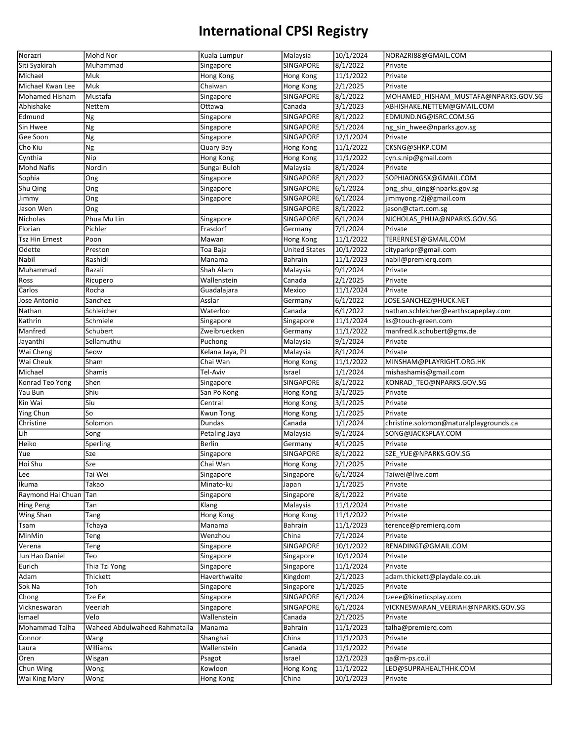# International CPSI Registry

| | | | | | |
|---|---|---|---|---|---|
| Norazri | Mohd Nor | Kuala Lumpur | Malaysia | 10/1/2024 | NORAZRI88@GMAIL.COM |
| Siti Syakirah | Muhammad | Singapore | SINGAPORE | 8/1/2022 | Private |
| Michael | Muk | Hong Kong | Hong Kong | 11/1/2022 | Private |
| Michael Kwan Lee | Muk | Chaiwan | Hong Kong | 2/1/2025 | Private |
| Mohamed Hisham | Mustafa | Singapore | SINGAPORE | 8/1/2022 | MOHAMED_HISHAM_MUSTAFA@NPARKS.GOV.SG |
| Abhishake | Nettem | Ottawa | Canada | 3/1/2023 | ABHISHAKE.NETTEM@GMAIL.COM |
| Edmund | Ng | Singapore | SINGAPORE | 8/1/2022 | EDMUND.NG@ISRC.COM.SG |
| Sin Hwee | Ng | Singapore | SINGAPORE | 5/1/2024 | ng_sin_hwee@nparks.gov.sg |
| Gee Soon | Ng | Singapore | SINGAPORE | 12/1/2024 | Private |
| Cho Kiu | Ng | Quary Bay | Hong Kong | 11/1/2022 | CKSNG@SHKP.COM |
| Cynthia | Nip | Hong Kong | Hong Kong | 11/1/2022 | cyn.s.nip@gmail.com |
| Mohd Nafis | Nordin | Sungai Buloh | Malaysia | 8/1/2024 | Private |
| Sophia | Ong | Singapore | SINGAPORE | 8/1/2022 | SOPHIAONGSX@GMAIL.COM |
| Shu Qing | Ong | Singapore | SINGAPORE | 6/1/2024 | ong_shu_qing@nparks.gov.sg |
| Jimmy | Ong | Singapore | SINGAPORE | 6/1/2024 | jimmyong.r2j@gmail.com |
| Jason Wen | Ong | | SINGAPORE | 8/1/2022 | jason@ctart.com.sg |
| Nicholas | Phua Mu Lin | Singapore | SINGAPORE | 6/1/2024 | NICHOLAS_PHUA@NPARKS.GOV.SG |
| Florian | Pichler | Frasdorf | Germany | 7/1/2024 | Private |
| Tsz Hin Ernest | Poon | Mawan | Hong Kong | 11/1/2022 | TERERNEST@GMAIL.COM |
| Odette | Preston | Toa Baja | United States | 10/1/2022 | cityparkpr@gmail.com |
| Nabil | Rashidi | Manama | Bahrain | 11/1/2023 | nabil@premierq.com |
| Muhammad | Razali | Shah Alam | Malaysia | 9/1/2024 | Private |
| Ross | Ricupero | Wallenstein | Canada | 2/1/2025 | Private |
| Carlos | Rocha | Guadalajara | Mexico | 11/1/2024 | Private |
| Jose Antonio | Sanchez | Asslar | Germany | 6/1/2022 | JOSE.SANCHEZ@HUCK.NET |
| Nathan | Schleicher | Waterloo | Canada | 6/1/2022 | nathan.schleicher@earthscapeplay.com |
| Kathrin | Schmiele | Singapore | Singapore | 11/1/2024 | ks@touch-green.com |
| Manfred | Schubert | Zweibruecken | Germany | 11/1/2022 | manfred.k.schubert@gmx.de |
| Jayanthi | Sellamuthu | Puchong | Malaysia | 9/1/2024 | Private |
| Wai Cheng | Seow | Kelana Jaya, PJ | Malaysia | 8/1/2024 | Private |
| Wai Cheuk | Sham | Chai Wan | Hong Kong | 11/1/2022 | MINSHAM@PLAYRIGHT.ORG.HK |
| Michael | Shamis | Tel-Aviv | Israel | 1/1/2024 | mishashamis@gmail.com |
| Konrad Teo Yong | Shen | Singapore | SINGAPORE | 8/1/2022 | KONRAD_TEO@NPARKS.GOV.SG |
| Yau Bun | Shiu | San Po Kong | Hong Kong | 3/1/2025 | Private |
| Kin Wai | Siu | Central | Hong Kong | 3/1/2025 | Private |
| Ying Chun | So | Kwun Tong | Hong Kong | 1/1/2025 | Private |
| Christine | Solomon | Dundas | Canada | 1/1/2024 | christine.solomon@naturalplaygrounds.ca |
| Lih | Song | Petaling Jaya | Malaysia | 9/1/2024 | SONG@JACKSPLAY.COM |
| Heiko | Sperling | Berlin | Germany | 4/1/2025 | Private |
| Yue | Sze | Singapore | SINGAPORE | 8/1/2022 | SZE_YUE@NPARKS.GOV.SG |
| Hoi Shu | Sze | Chai Wan | Hong Kong | 2/1/2025 | Private |
| Lee | Tai Wei | Singapore | Singapore | 6/1/2024 | Taiwei@live.com |
| Ikuma | Takao | Minato-ku | Japan | 1/1/2025 | Private |
| Raymond Hai Chuan | Tan | Singapore | Singapore | 8/1/2022 | Private |
| Hing Peng | Tan | Klang | Malaysia | 11/1/2024 | Private |
| Wing Shan | Tang | Hong Kong | Hong Kong | 11/1/2022 | Private |
| Tsam | Tchaya | Manama | Bahrain | 11/1/2023 | terence@premierq.com |
| MinMin | Teng | Wenzhou | China | 7/1/2024 | Private |
| Verena | Teng | Singapore | SINGAPORE | 10/1/2022 | RENADINGT@GMAIL.COM |
| Jun Hao Daniel | Teo | Singapore | Singapore | 10/1/2024 | Private |
| Eurich | Thia Tzi Yong | Singapore | Singapore | 11/1/2024 | Private |
| Adam | Thickett | Haverthwaite | Kingdom | 2/1/2023 | adam.thickett@playdale.co.uk |
| Sok Na | Toh | Singapore | Singapore | 1/1/2025 | Private |
| Chong | Tze Ee | Singapore | SINGAPORE | 6/1/2024 | tzeee@kineticsplay.com |
| Vickneswaran | Veeriah | Singapore | SINGAPORE | 6/1/2024 | VICKNESWARAN_VEERIAH@NPARKS.GOV.SG |
| Ismael | Velo | Wallenstein | Canada | 2/1/2025 | Private |
| Mohammad Talha | Waheed Abdulwaheed Rahmatalla | Manama | Bahrain | 11/1/2023 | talha@premierq.com |
| Connor | Wang | Shanghai | China | 11/1/2023 | Private |
| Laura | Williams | Wallenstein | Canada | 11/1/2022 | Private |
| Oren | Wisgan | Psagot | Israel | 12/1/2023 | qa@m-ps.co.il |
| Chun Wing | Wong | Kowloon | Hong Kong | 11/1/2022 | LEO@SUPRAHEALTHHK.COM |
| Wai King Mary | Wong | Hong Kong | China | 10/1/2023 | Private |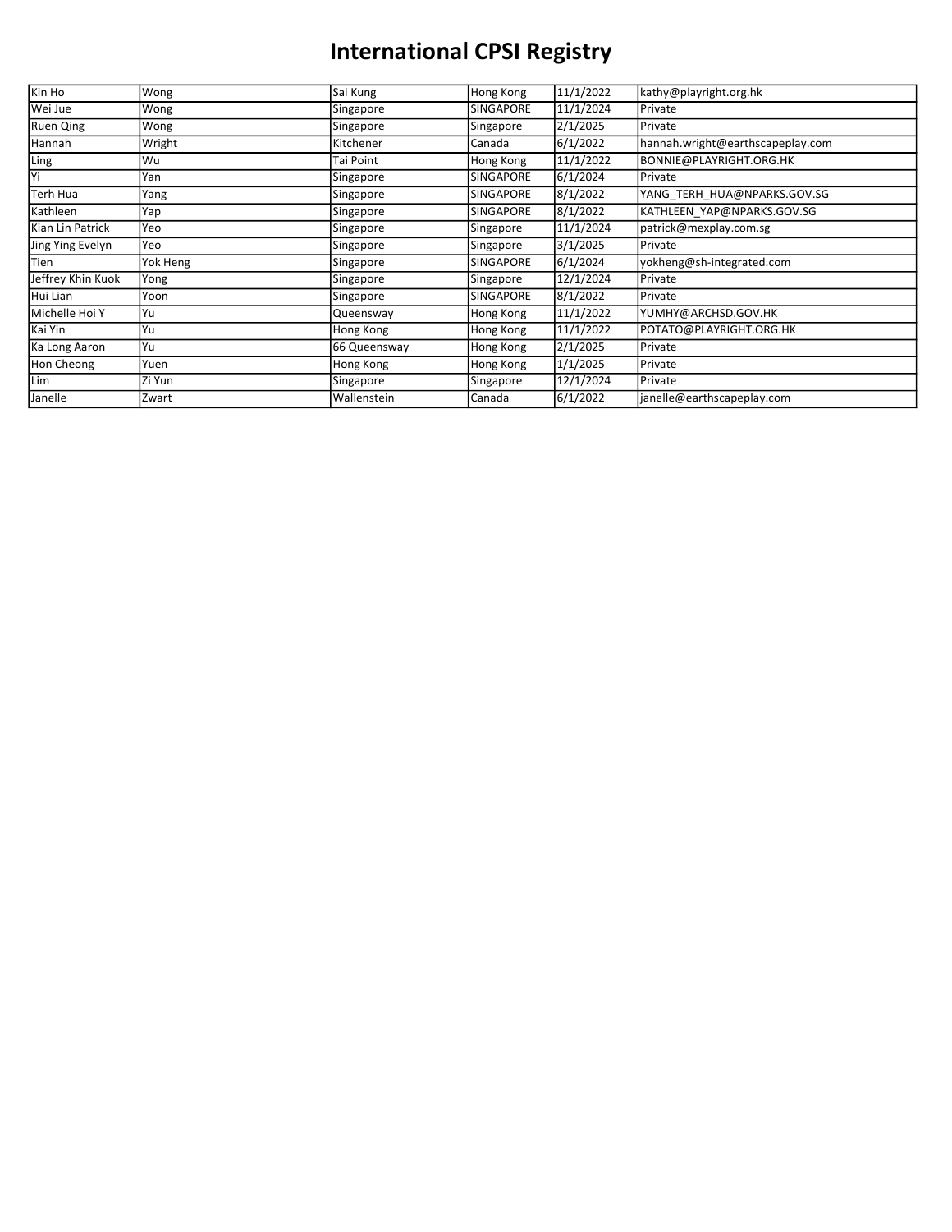# International CPSI Registry

| | | | | | |
|---|---|---|---|---|---|
| Kin Ho | Wong | Sai Kung | Hong Kong | 11/1/2022 | kathy@playright.org.hk |
| Wei Jue | Wong | Singapore | SINGAPORE | 11/1/2024 | Private |
| Ruen Qing | Wong | Singapore | Singapore | 2/1/2025 | Private |
| Hannah | Wright | Kitchener | Canada | 6/1/2022 | hannah.wright@earthscapeplay.com |
| Ling | Wu | Tai Point | Hong Kong | 11/1/2022 | BONNIE@PLAYRIGHT.ORG.HK |
| Yi | Yan | Singapore | SINGAPORE | 6/1/2024 | Private |
| Terh Hua | Yang | Singapore | SINGAPORE | 8/1/2022 | YANG_TERH_HUA@NPARKS.GOV.SG |
| Kathleen | Yap | Singapore | SINGAPORE | 8/1/2022 | KATHLEEN_YAP@NPARKS.GOV.SG |
| Kian Lin Patrick | Yeo | Singapore | Singapore | 11/1/2024 | patrick@mexplay.com.sg |
| Jing Ying Evelyn | Yeo | Singapore | Singapore | 3/1/2025 | Private |
| Tien | Yok Heng | Singapore | SINGAPORE | 6/1/2024 | yokheng@sh-integrated.com |
| Jeffrey Khin Kuok | Yong | Singapore | Singapore | 12/1/2024 | Private |
| Hui Lian | Yoon | Singapore | SINGAPORE | 8/1/2022 | Private |
| Michelle Hoi Y | Yu | Queensway | Hong Kong | 11/1/2022 | YUMHY@ARCHSD.GOV.HK |
| Kai Yin | Yu | Hong Kong | Hong Kong | 11/1/2022 | POTATO@PLAYRIGHT.ORG.HK |
| Ka Long Aaron | Yu | 66 Queensway | Hong Kong | 2/1/2025 | Private |
| Hon Cheong | Yuen | Hong Kong | Hong Kong | 1/1/2025 | Private |
| Lim | Zi Yun | Singapore | Singapore | 12/1/2024 | Private |
| Janelle | Zwart | Wallenstein | Canada | 6/1/2022 | janelle@earthscapeplay.com |